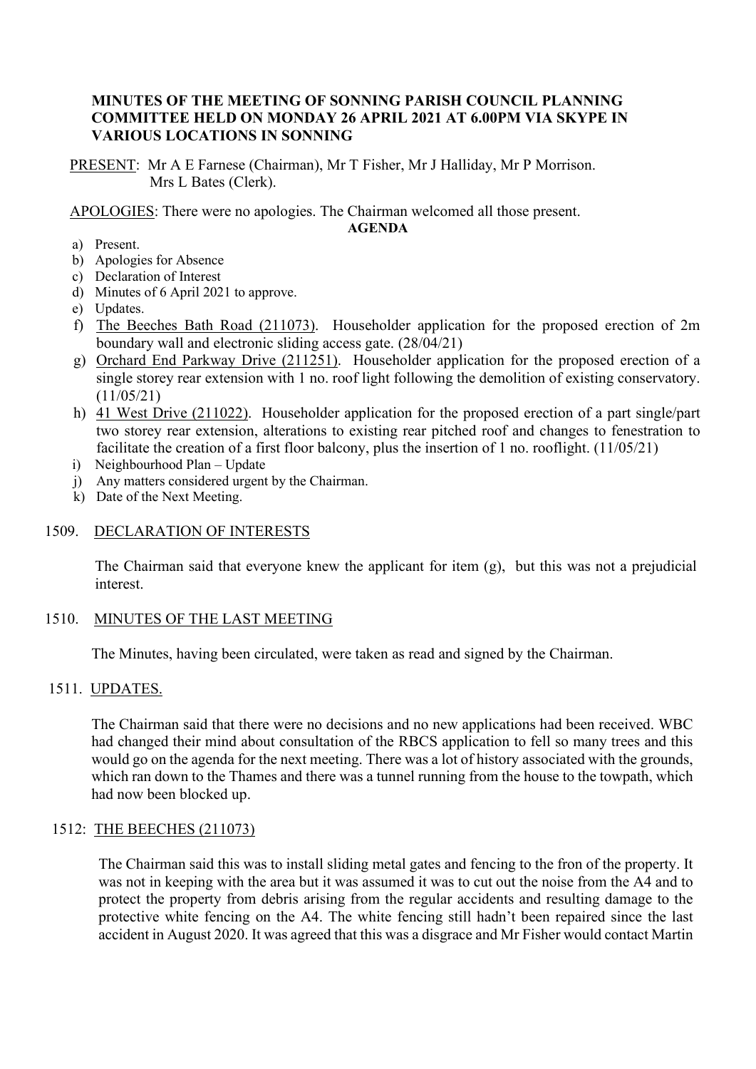**MINUTES OF THE MEETING OF SONNING PARISH COUNCIL PLANNING COMMITTEE HELD ON MONDAY 26 APRIL 2021 AT 6.00PM VIA SKYPE IN VARIOUS LOCATIONS IN SONNING**

PRESENT: Mr A E Farnese (Chairman), Mr T Fisher, Mr J Halliday, Mr P Morrison. Mrs L Bates (Clerk).

APOLOGIES: There were no apologies. The Chairman welcomed all those present.

**AGENDA**

a) Present.
b) Apologies for Absence
c) Declaration of Interest
d) Minutes of 6 April 2021 to approve.
e) Updates.
f) The Beeches Bath Road (211073). Householder application for the proposed erection of 2m boundary wall and electronic sliding access gate. (28/04/21)
g) Orchard End Parkway Drive (211251). Householder application for the proposed erection of a single storey rear extension with 1 no. roof light following the demolition of existing conservatory. (11/05/21)
h) 41 West Drive (211022). Householder application for the proposed erection of a part single/part two storey rear extension, alterations to existing rear pitched roof and changes to fenestration to facilitate the creation of a first floor balcony, plus the insertion of 1 no. rooflight. (11/05/21)
i) Neighbourhood Plan – Update
j) Any matters considered urgent by the Chairman.
k) Date of the Next Meeting.

1509. DECLARATION OF INTERESTS

The Chairman said that everyone knew the applicant for item (g), but this was not a prejudicial interest.

1510. MINUTES OF THE LAST MEETING

The Minutes, having been circulated, were taken as read and signed by the Chairman.

1511. UPDATES.

The Chairman said that there were no decisions and no new applications had been received. WBC had changed their mind about consultation of the RBCS application to fell so many trees and this would go on the agenda for the next meeting. There was a lot of history associated with the grounds, which ran down to the Thames and there was a tunnel running from the house to the towpath, which had now been blocked up.

1512: THE BEECHES (211073)

The Chairman said this was to install sliding metal gates and fencing to the fron of the property. It was not in keeping with the area but it was assumed it was to cut out the noise from the A4 and to protect the property from debris arising from the regular accidents and resulting damage to the protective white fencing on the A4. The white fencing still hadn't been repaired since the last accident in August 2020. It was agreed that this was a disgrace and Mr Fisher would contact Martin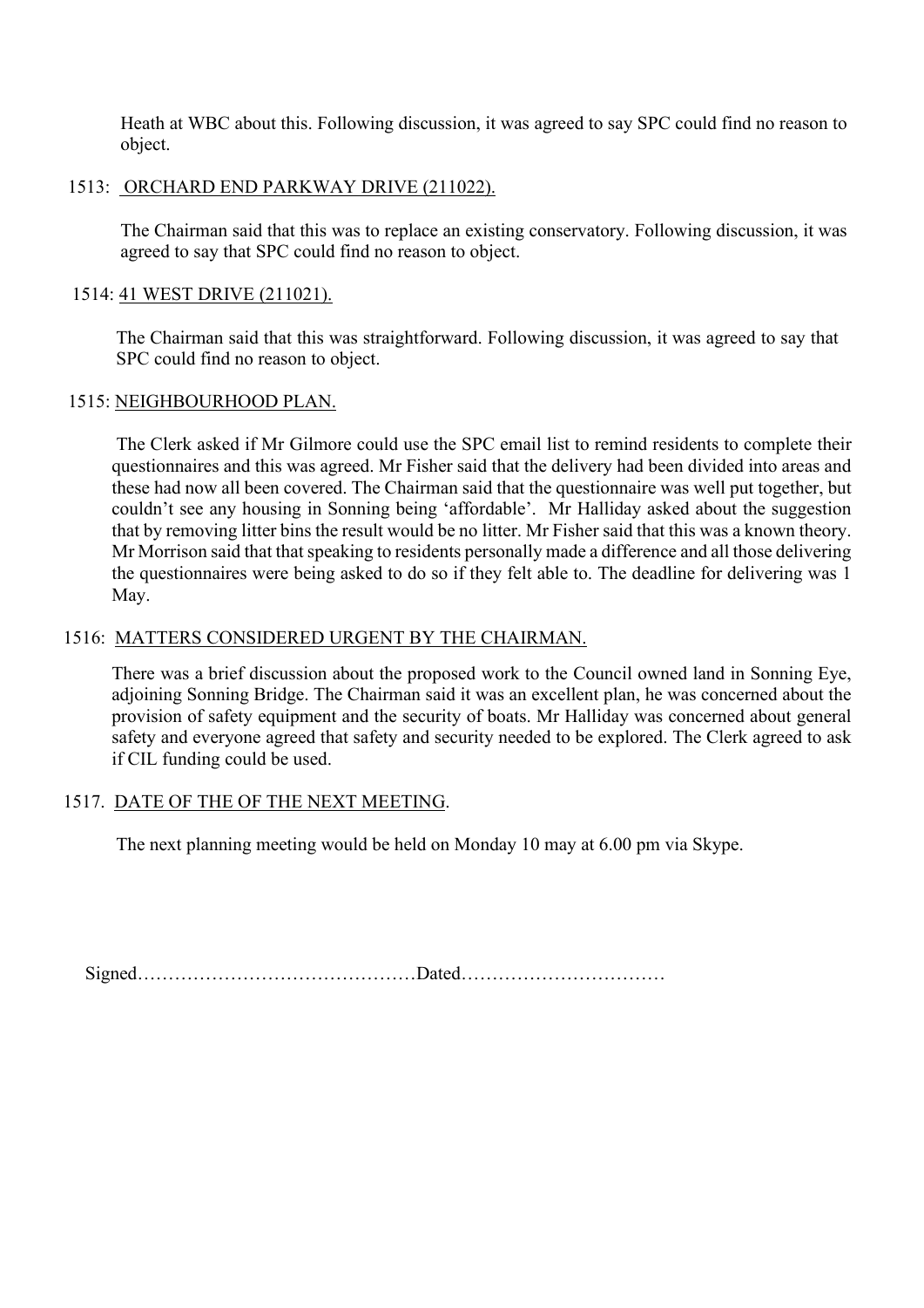Heath at WBC about this. Following discussion, it was agreed to say SPC could find no reason to object.

1513: <u>ORCHARD END PARKWAY DRIVE (211022).</u>

The Chairman said that this was to replace an existing conservatory. Following discussion, it was agreed to say that SPC could find no reason to object.

1514: <u>41 WEST DRIVE (211021).</u>

The Chairman said that this was straightforward. Following discussion, it was agreed to say that SPC could find no reason to object.

1515: <u>NEIGHBOURHOOD PLAN.</u>

The Clerk asked if Mr Gilmore could use the SPC email list to remind residents to complete their questionnaires and this was agreed. Mr Fisher said that the delivery had been divided into areas and these had now all been covered. The Chairman said that the questionnaire was well put together, but couldn't see any housing in Sonning being 'affordable'. Mr Halliday asked about the suggestion that by removing litter bins the result would be no litter. Mr Fisher said that this was a known theory. Mr Morrison said that that speaking to residents personally made a difference and all those delivering the questionnaires were being asked to do so if they felt able to. The deadline for delivering was 1 May.

1516: <u>MATTERS CONSIDERED URGENT BY THE CHAIRMAN.</u>

There was a brief discussion about the proposed work to the Council owned land in Sonning Eye, adjoining Sonning Bridge. The Chairman said it was an excellent plan, he was concerned about the provision of safety equipment and the security of boats. Mr Halliday was concerned about general safety and everyone agreed that safety and security needed to be explored. The Clerk agreed to ask if CIL funding could be used.

1517. <u>DATE OF THE OF THE NEXT MEETING</u>.

The next planning meeting would be held on Monday 10 may at 6.00 pm via Skype.

Signed………………………………………Dated……………………………